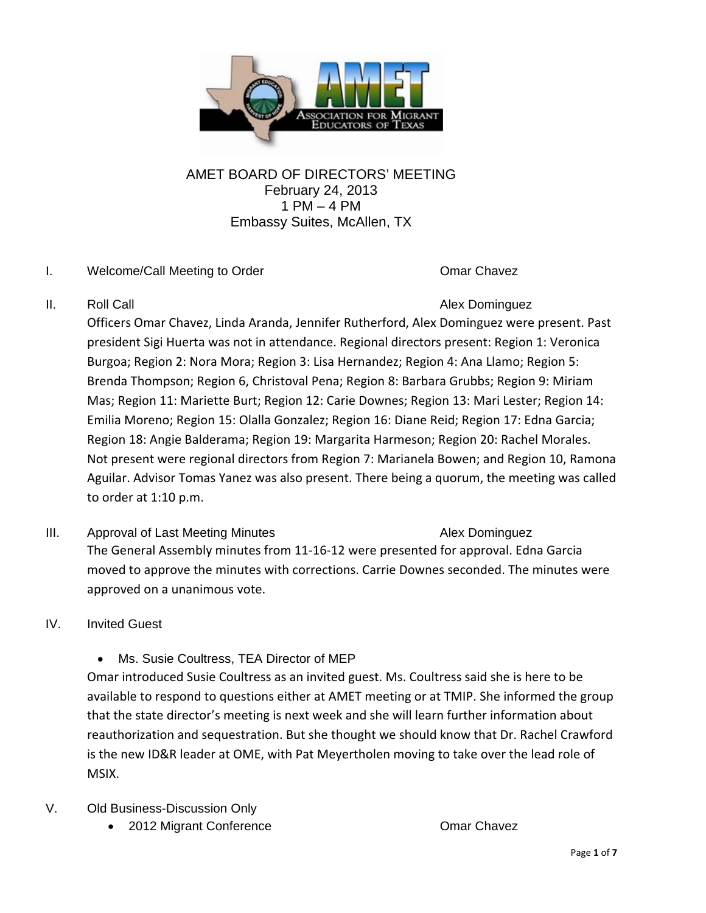# AMET BOARD OF DIRECTORS' MEETING

February 24, 2013
1 PM – 4 PM
Embassy Suites, McAllen, TX

I. Welcome/Call Meeting to Order — Omar Chavez

II. Roll Call — Alex Dominguez

Officers Omar Chavez, Linda Aranda, Jennifer Rutherford, Alex Dominguez were present. Past president Sigi Huerta was not in attendance. Regional directors present: Region 1: Veronica Burgoa; Region 2: Nora Mora; Region 3: Lisa Hernandez; Region 4: Ana Llamo; Region 5: Brenda Thompson; Region 6, Christoval Pena; Region 8: Barbara Grubbs; Region 9: Miriam Mas; Region 11: Mariette Burt; Region 12: Carie Downes; Region 13: Mari Lester; Region 14: Emilia Moreno; Region 15: Olalla Gonzalez; Region 16: Diane Reid; Region 17: Edna Garcia; Region 18: Angie Balderama; Region 19: Margarita Harmeson; Region 20: Rachel Morales. Not present were regional directors from Region 7: Marianela Bowen; and Region 10, Ramona Aguilar. Advisor Tomas Yanez was also present. There being a quorum, the meeting was called to order at 1:10 p.m.

III. Approval of Last Meeting Minutes — Alex Dominguez

The General Assembly minutes from 11-16-12 were presented for approval. Edna Garcia moved to approve the minutes with corrections. Carrie Downes seconded. The minutes were approved on a unanimous vote.

IV. Invited Guest

- Ms. Susie Coultress, TEA Director of MEP

Omar introduced Susie Coultress as an invited guest. Ms. Coultress said she is here to be available to respond to questions either at AMET meeting or at TMIP. She informed the group that the state director's meeting is next week and she will learn further information about reauthorization and sequestration. But she thought we should know that Dr. Rachel Crawford is the new ID&R leader at OME, with Pat Meyertholen moving to take over the lead role of MSIX.

V. Old Business-Discussion Only

- 2012 Migrant Conference — Omar Chavez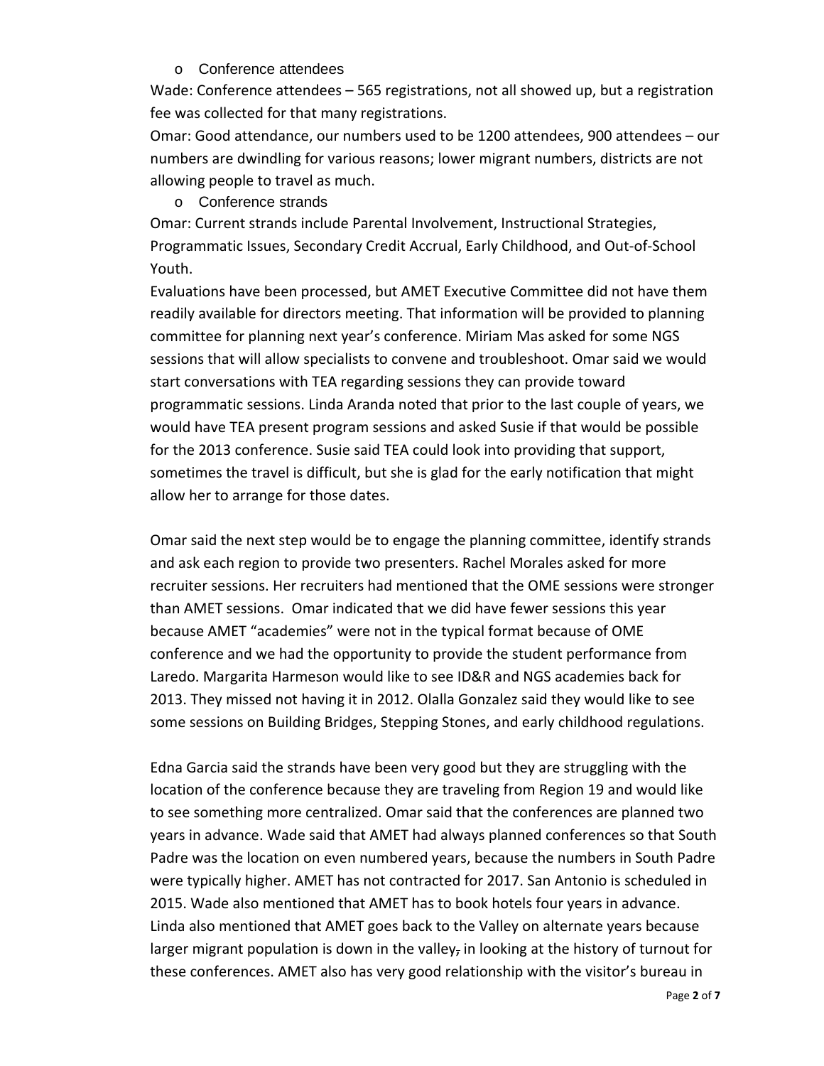- Conference attendees

Wade: Conference attendees – 565 registrations, not all showed up, but a registration fee was collected for that many registrations.

Omar: Good attendance, our numbers used to be 1200 attendees, 900 attendees – our numbers are dwindling for various reasons; lower migrant numbers, districts are not allowing people to travel as much.

- Conference strands

Omar: Current strands include Parental Involvement, Instructional Strategies, Programmatic Issues, Secondary Credit Accrual, Early Childhood, and Out-of-School Youth.

Evaluations have been processed, but AMET Executive Committee did not have them readily available for directors meeting. That information will be provided to planning committee for planning next year's conference. Miriam Mas asked for some NGS sessions that will allow specialists to convene and troubleshoot. Omar said we would start conversations with TEA regarding sessions they can provide toward programmatic sessions. Linda Aranda noted that prior to the last couple of years, we would have TEA present program sessions and asked Susie if that would be possible for the 2013 conference. Susie said TEA could look into providing that support, sometimes the travel is difficult, but she is glad for the early notification that might allow her to arrange for those dates.

Omar said the next step would be to engage the planning committee, identify strands and ask each region to provide two presenters. Rachel Morales asked for more recruiter sessions. Her recruiters had mentioned that the OME sessions were stronger than AMET sessions. Omar indicated that we did have fewer sessions this year because AMET "academies" were not in the typical format because of OME conference and we had the opportunity to provide the student performance from Laredo. Margarita Harmeson would like to see ID&R and NGS academies back for 2013. They missed not having it in 2012. Olalla Gonzalez said they would like to see some sessions on Building Bridges, Stepping Stones, and early childhood regulations.

Edna Garcia said the strands have been very good but they are struggling with the location of the conference because they are traveling from Region 19 and would like to see something more centralized. Omar said that the conferences are planned two years in advance. Wade said that AMET had always planned conferences so that South Padre was the location on even numbered years, because the numbers in South Padre were typically higher. AMET has not contracted for 2017. San Antonio is scheduled in 2015. Wade also mentioned that AMET has to book hotels four years in advance. Linda also mentioned that AMET goes back to the Valley on alternate years because larger migrant population is down in the valley~~,~~ in looking at the history of turnout for these conferences. AMET also has very good relationship with the visitor's bureau in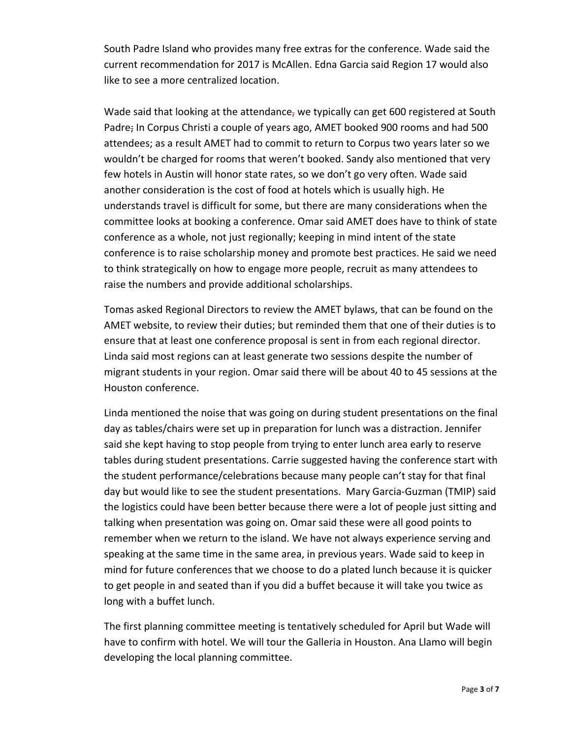South Padre Island who provides many free extras for the conference. Wade said the current recommendation for 2017 is McAllen. Edna Garcia said Region 17 would also like to see a more centralized location.

Wade said that looking at the attendance, we typically can get 600 registered at South Padre; In Corpus Christi a couple of years ago, AMET booked 900 rooms and had 500 attendees; as a result AMET had to commit to return to Corpus two years later so we wouldn't be charged for rooms that weren't booked. Sandy also mentioned that very few hotels in Austin will honor state rates, so we don't go very often. Wade said another consideration is the cost of food at hotels which is usually high. He understands travel is difficult for some, but there are many considerations when the committee looks at booking a conference. Omar said AMET does have to think of state conference as a whole, not just regionally; keeping in mind intent of the state conference is to raise scholarship money and promote best practices. He said we need to think strategically on how to engage more people, recruit as many attendees to raise the numbers and provide additional scholarships.

Tomas asked Regional Directors to review the AMET bylaws, that can be found on the AMET website, to review their duties; but reminded them that one of their duties is to ensure that at least one conference proposal is sent in from each regional director. Linda said most regions can at least generate two sessions despite the number of migrant students in your region. Omar said there will be about 40 to 45 sessions at the Houston conference.

Linda mentioned the noise that was going on during student presentations on the final day as tables/chairs were set up in preparation for lunch was a distraction. Jennifer said she kept having to stop people from trying to enter lunch area early to reserve tables during student presentations. Carrie suggested having the conference start with the student performance/celebrations because many people can't stay for that final day but would like to see the student presentations. Mary Garcia-Guzman (TMIP) said the logistics could have been better because there were a lot of people just sitting and talking when presentation was going on. Omar said these were all good points to remember when we return to the island. We have not always experience serving and speaking at the same time in the same area, in previous years. Wade said to keep in mind for future conferences that we choose to do a plated lunch because it is quicker to get people in and seated than if you did a buffet because it will take you twice as long with a buffet lunch.

The first planning committee meeting is tentatively scheduled for April but Wade will have to confirm with hotel. We will tour the Galleria in Houston. Ana Llamo will begin developing the local planning committee.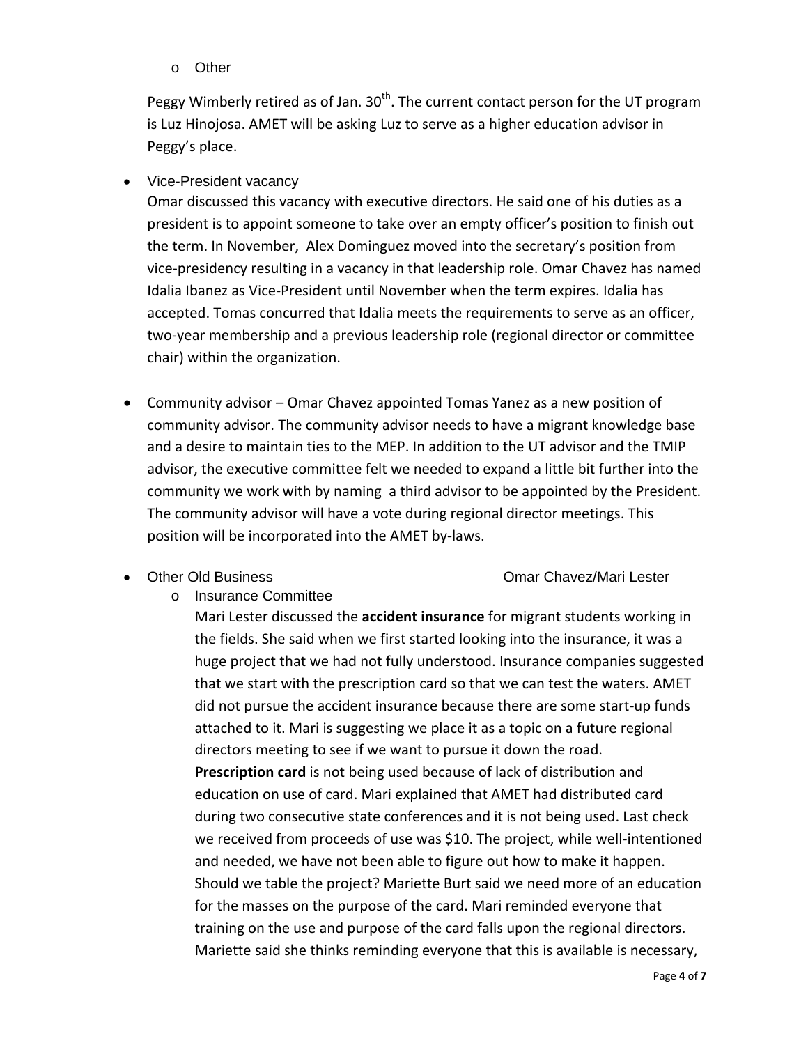- Other

  Peggy Wimberly retired as of Jan. 30th. The current contact person for the UT program is Luz Hinojosa. AMET will be asking Luz to serve as a higher education advisor in Peggy's place.

- Vice-President vacancy

  Omar discussed this vacancy with executive directors. He said one of his duties as a president is to appoint someone to take over an empty officer's position to finish out the term. In November, Alex Dominguez moved into the secretary's position from vice-presidency resulting in a vacancy in that leadership role. Omar Chavez has named Idalia Ibanez as Vice-President until November when the term expires. Idalia has accepted. Tomas concurred that Idalia meets the requirements to serve as an officer, two-year membership and a previous leadership role (regional director or committee chair) within the organization.

- Community advisor – Omar Chavez appointed Tomas Yanez as a new position of community advisor. The community advisor needs to have a migrant knowledge base and a desire to maintain ties to the MEP. In addition to the UT advisor and the TMIP advisor, the executive committee felt we needed to expand a little bit further into the community we work with by naming a third advisor to be appointed by the President. The community advisor will have a vote during regional director meetings. This position will be incorporated into the AMET by-laws.

- Other Old Business — Omar Chavez/Mari Lester
  - Insurance Committee

    Mari Lester discussed the **accident insurance** for migrant students working in the fields. She said when we first started looking into the insurance, it was a huge project that we had not fully understood. Insurance companies suggested that we start with the prescription card so that we can test the waters. AMET did not pursue the accident insurance because there are some start-up funds attached to it. Mari is suggesting we place it as a topic on a future regional directors meeting to see if we want to pursue it down the road.

    **Prescription card** is not being used because of lack of distribution and education on use of card. Mari explained that AMET had distributed card during two consecutive state conferences and it is not being used. Last check we received from proceeds of use was $10. The project, while well-intentioned and needed, we have not been able to figure out how to make it happen. Should we table the project? Mariette Burt said we need more of an education for the masses on the purpose of the card. Mari reminded everyone that training on the use and purpose of the card falls upon the regional directors. Mariette said she thinks reminding everyone that this is available is necessary,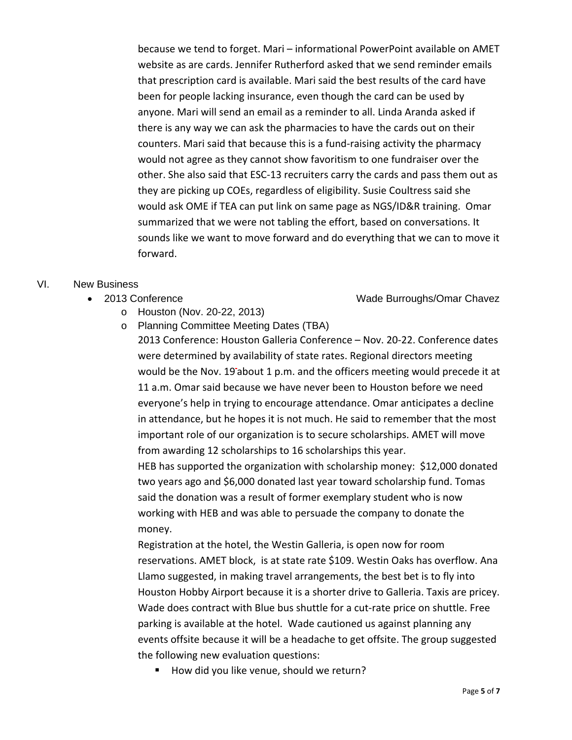because we tend to forget. Mari – informational PowerPoint available on AMET website as are cards. Jennifer Rutherford asked that we send reminder emails that prescription card is available. Mari said the best results of the card have been for people lacking insurance, even though the card can be used by anyone. Mari will send an email as a reminder to all. Linda Aranda asked if there is any way we can ask the pharmacies to have the cards out on their counters. Mari said that because this is a fund-raising activity the pharmacy would not agree as they cannot show favoritism to one fundraiser over the other. She also said that ESC-13 recruiters carry the cards and pass them out as they are picking up COEs, regardless of eligibility. Susie Coultress said she would ask OME if TEA can put link on same page as NGS/ID&R training. Omar summarized that we were not tabling the effort, based on conversations. It sounds like we want to move forward and do everything that we can to move it forward.

VI. New Business

- 2013 Conference — Wade Burroughs/Omar Chavez
  - Houston (Nov. 20-22, 2013)
  - Planning Committee Meeting Dates (TBA)

  2013 Conference: Houston Galleria Conference – Nov. 20-22. Conference dates were determined by availability of state rates. Regional directors meeting would be the Nov. 19 about 1 p.m. and the officers meeting would precede it at 11 a.m. Omar said because we have never been to Houston before we need everyone's help in trying to encourage attendance. Omar anticipates a decline in attendance, but he hopes it is not much. He said to remember that the most important role of our organization is to secure scholarships. AMET will move from awarding 12 scholarships to 16 scholarships this year.

  HEB has supported the organization with scholarship money: $12,000 donated two years ago and $6,000 donated last year toward scholarship fund. Tomas said the donation was a result of former exemplary student who is now working with HEB and was able to persuade the company to donate the money.

  Registration at the hotel, the Westin Galleria, is open now for room reservations. AMET block, is at state rate $109. Westin Oaks has overflow. Ana Llamo suggested, in making travel arrangements, the best bet is to fly into Houston Hobby Airport because it is a shorter drive to Galleria. Taxis are pricey. Wade does contract with Blue bus shuttle for a cut-rate price on shuttle. Free parking is available at the hotel. Wade cautioned us against planning any events offsite because it will be a headache to get offsite. The group suggested the following new evaluation questions:

    - How did you like venue, should we return?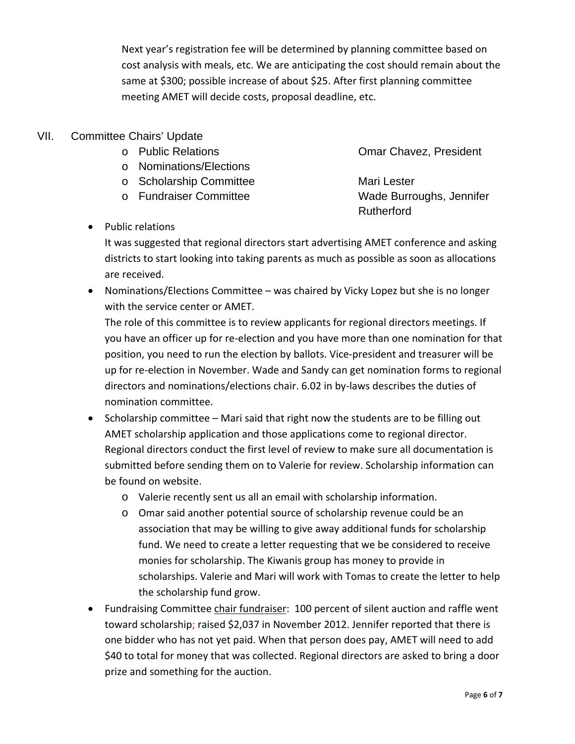Next year's registration fee will be determined by planning committee based on cost analysis with meals, etc. We are anticipating the cost should remain about the same at $300; possible increase of about $25. After first planning committee meeting AMET will decide costs, proposal deadline, etc.

## VII. Committee Chairs' Update

- Public Relations — Omar Chavez, President
- Nominations/Elections
- Scholarship Committee — Mari Lester
- Fundraiser Committee — Wade Burroughs, Jennifer Rutherford

- Public relations
  It was suggested that regional directors start advertising AMET conference and asking districts to start looking into taking parents as much as possible as soon as allocations are received.
- Nominations/Elections Committee – was chaired by Vicky Lopez but she is no longer with the service center or AMET.
  The role of this committee is to review applicants for regional directors meetings. If you have an officer up for re-election and you have more than one nomination for that position, you need to run the election by ballots. Vice-president and treasurer will be up for re-election in November. Wade and Sandy can get nomination forms to regional directors and nominations/elections chair. 6.02 in by-laws describes the duties of nomination committee.
- Scholarship committee – Mari said that right now the students are to be filling out AMET scholarship application and those applications come to regional director. Regional directors conduct the first level of review to make sure all documentation is submitted before sending them on to Valerie for review. Scholarship information can be found on website.
  - Valerie recently sent us all an email with scholarship information.
  - Omar said another potential source of scholarship revenue could be an association that may be willing to give away additional funds for scholarship fund. We need to create a letter requesting that we be considered to receive monies for scholarship. The Kiwanis group has money to provide in scholarships. Valerie and Mari will work with Tomas to create the letter to help the scholarship fund grow.
- Fundraising Committee chair fundraiser: 100 percent of silent auction and raffle went toward scholarship; raised $2,037 in November 2012. Jennifer reported that there is one bidder who has not yet paid. When that person does pay, AMET will need to add $40 to total for money that was collected. Regional directors are asked to bring a door prize and something for the auction.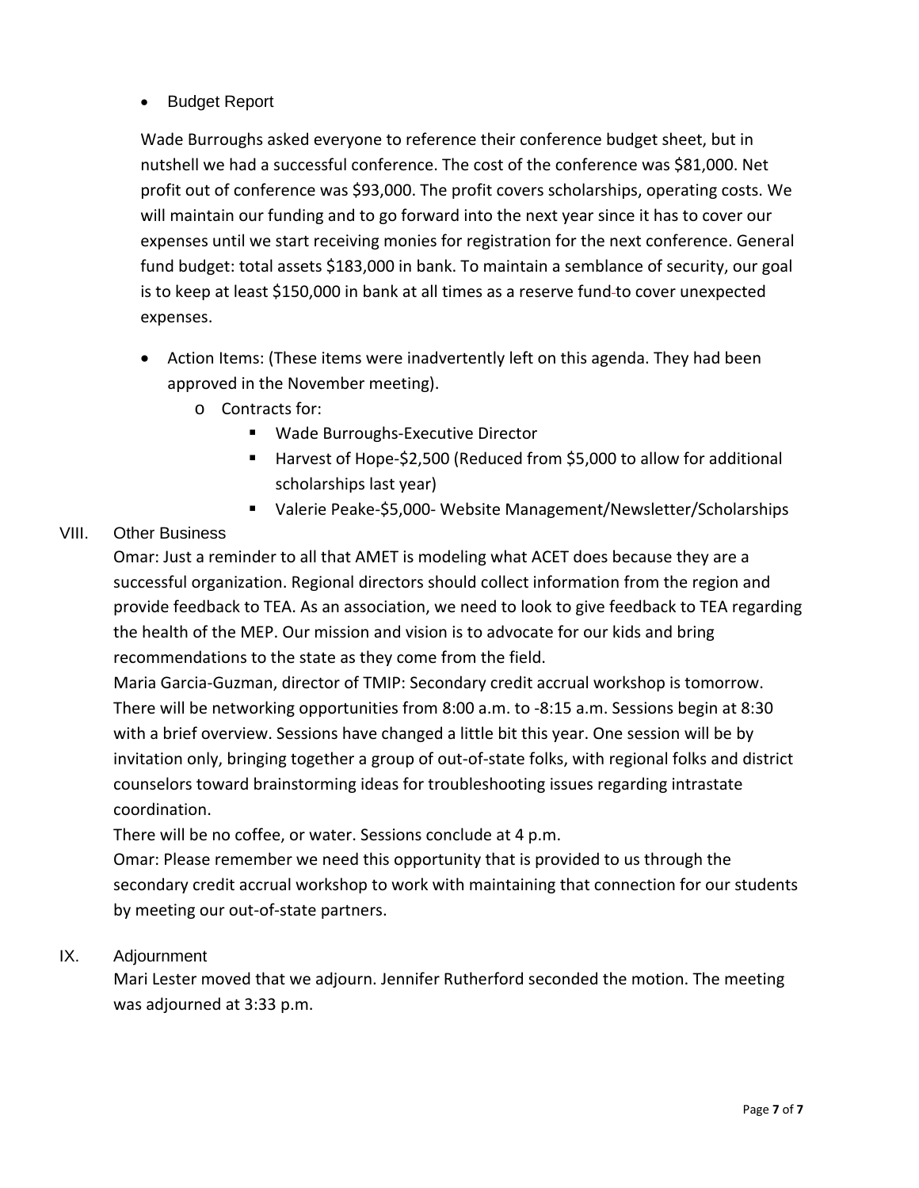- Budget Report

  Wade Burroughs asked everyone to reference their conference budget sheet, but in nutshell we had a successful conference. The cost of the conference was $81,000. Net profit out of conference was $93,000. The profit covers scholarships, operating costs. We will maintain our funding and to go forward into the next year since it has to cover our expenses until we start receiving monies for registration for the next conference. General fund budget: total assets $183,000 in bank. To maintain a semblance of security, our goal is to keep at least $150,000 in bank at all times as a reserve fund to cover unexpected expenses.

- Action Items: (These items were inadvertently left on this agenda. They had been approved in the November meeting).
  - Contracts for:
    - Wade Burroughs-Executive Director
    - Harvest of Hope-$2,500 (Reduced from $5,000 to allow for additional scholarships last year)
    - Valerie Peake-$5,000- Website Management/Newsletter/Scholarships

VIII. Other Business

Omar: Just a reminder to all that AMET is modeling what ACET does because they are a successful organization. Regional directors should collect information from the region and provide feedback to TEA. As an association, we need to look to give feedback to TEA regarding the health of the MEP. Our mission and vision is to advocate for our kids and bring recommendations to the state as they come from the field.

Maria Garcia-Guzman, director of TMIP: Secondary credit accrual workshop is tomorrow. There will be networking opportunities from 8:00 a.m. to -8:15 a.m. Sessions begin at 8:30 with a brief overview. Sessions have changed a little bit this year. One session will be by invitation only, bringing together a group of out-of-state folks, with regional folks and district counselors toward brainstorming ideas for troubleshooting issues regarding intrastate coordination.

There will be no coffee, or water. Sessions conclude at 4 p.m.

Omar: Please remember we need this opportunity that is provided to us through the secondary credit accrual workshop to work with maintaining that connection for our students by meeting our out-of-state partners.

IX. Adjournment

Mari Lester moved that we adjourn. Jennifer Rutherford seconded the motion. The meeting was adjourned at 3:33 p.m.